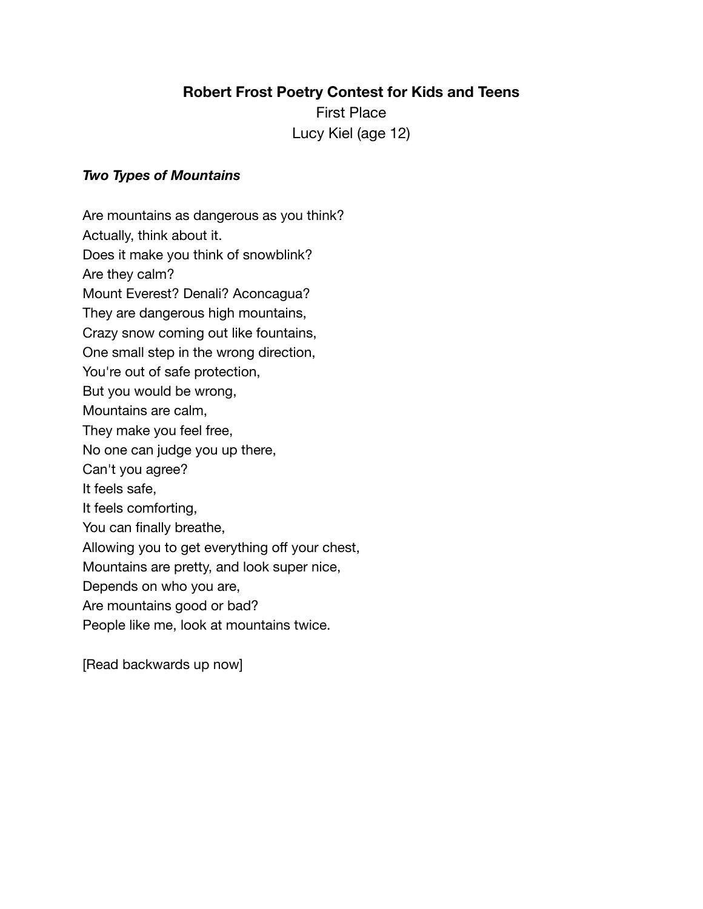**Robert Frost Poetry Contest for Kids and Teens**

First Place

Lucy Kiel (age 12)

***Two Types of Mountains***

Are mountains as dangerous as you think?  
Actually, think about it.  
Does it make you think of snowblink?  
Are they calm?  
Mount Everest? Denali? Aconcagua?  
They are dangerous high mountains,  
Crazy snow coming out like fountains,  
One small step in the wrong direction,  
You're out of safe protection,  
But you would be wrong,  
Mountains are calm,  
They make you feel free,  
No one can judge you up there,  
Can't you agree?  
It feels safe,  
It feels comforting,  
You can finally breathe,  
Allowing you to get everything off your chest,  
Mountains are pretty, and look super nice,  
Depends on who you are,  
Are mountains good or bad?  
People like me, look at mountains twice.

[Read backwards up now]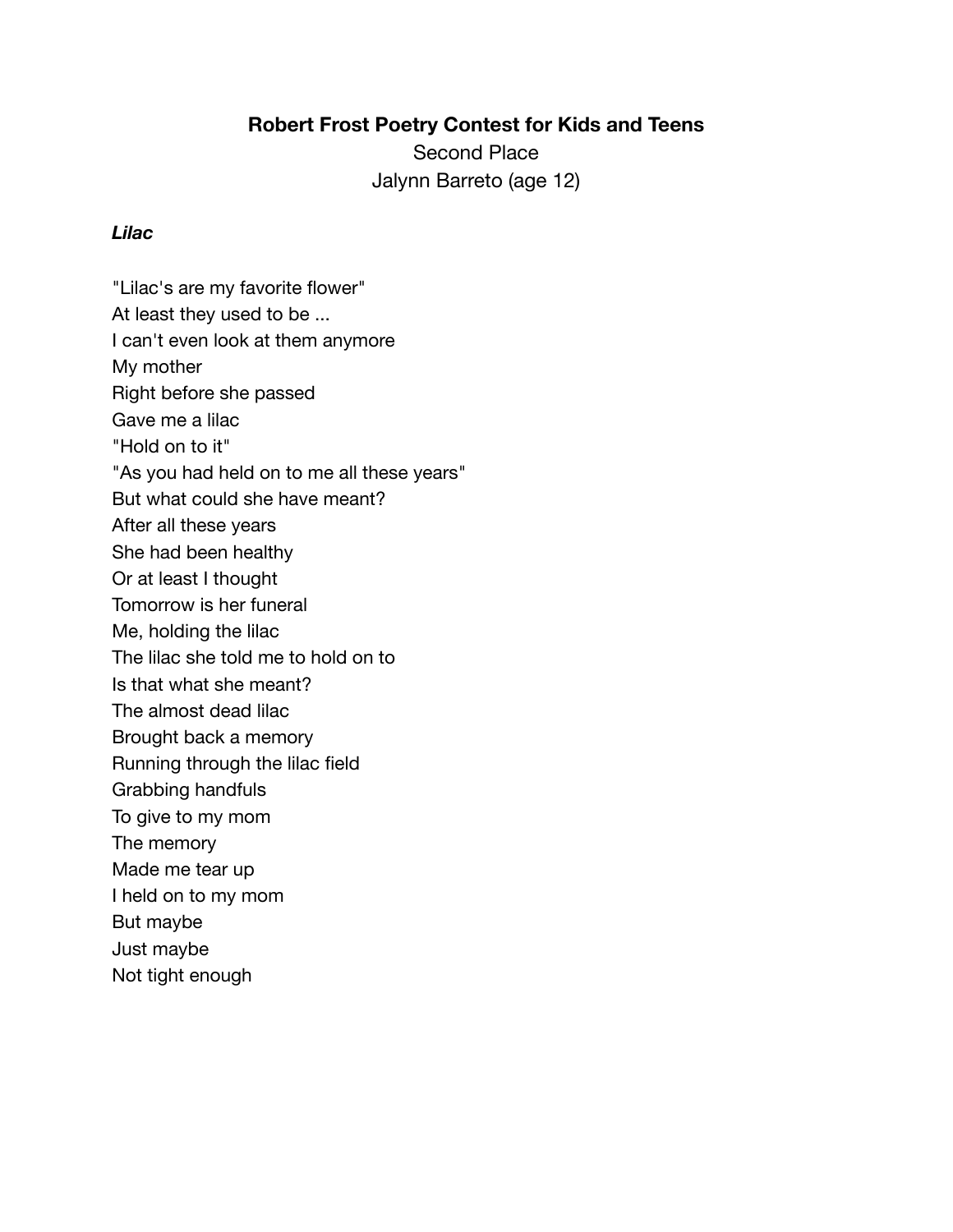**Robert Frost Poetry Contest for Kids and Teens**

Second Place

Jalynn Barreto (age 12)

***Lilac***

"Lilac's are my favorite flower"
At least they used to be ...
I can't even look at them anymore
My mother
Right before she passed
Gave me a lilac
"Hold on to it"
"As you had held on to me all these years"
But what could she have meant?
After all these years
She had been healthy
Or at least I thought
Tomorrow is her funeral
Me, holding the lilac
The lilac she told me to hold on to
Is that what she meant?
The almost dead lilac
Brought back a memory
Running through the lilac field
Grabbing handfuls
To give to my mom
The memory
Made me tear up
I held on to my mom
But maybe
Just maybe
Not tight enough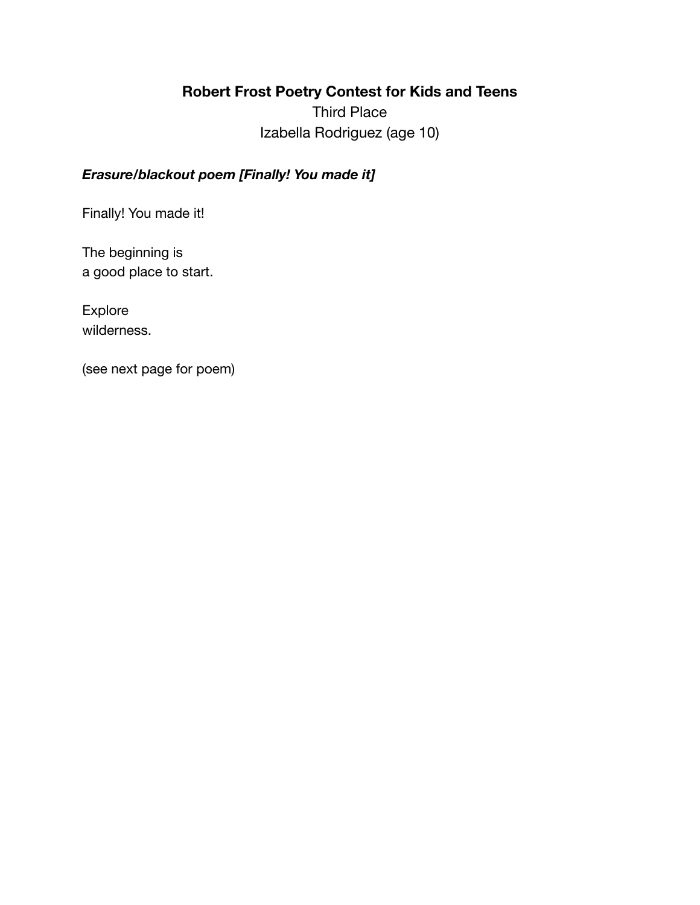## Robert Frost Poetry Contest for Kids and Teens

Third Place
Izabella Rodriguez (age 10)

### *Erasure/blackout poem [Finally! You made it]*

Finally! You made it!

The beginning is
a good place to start.

Explore
wilderness.

(see next page for poem)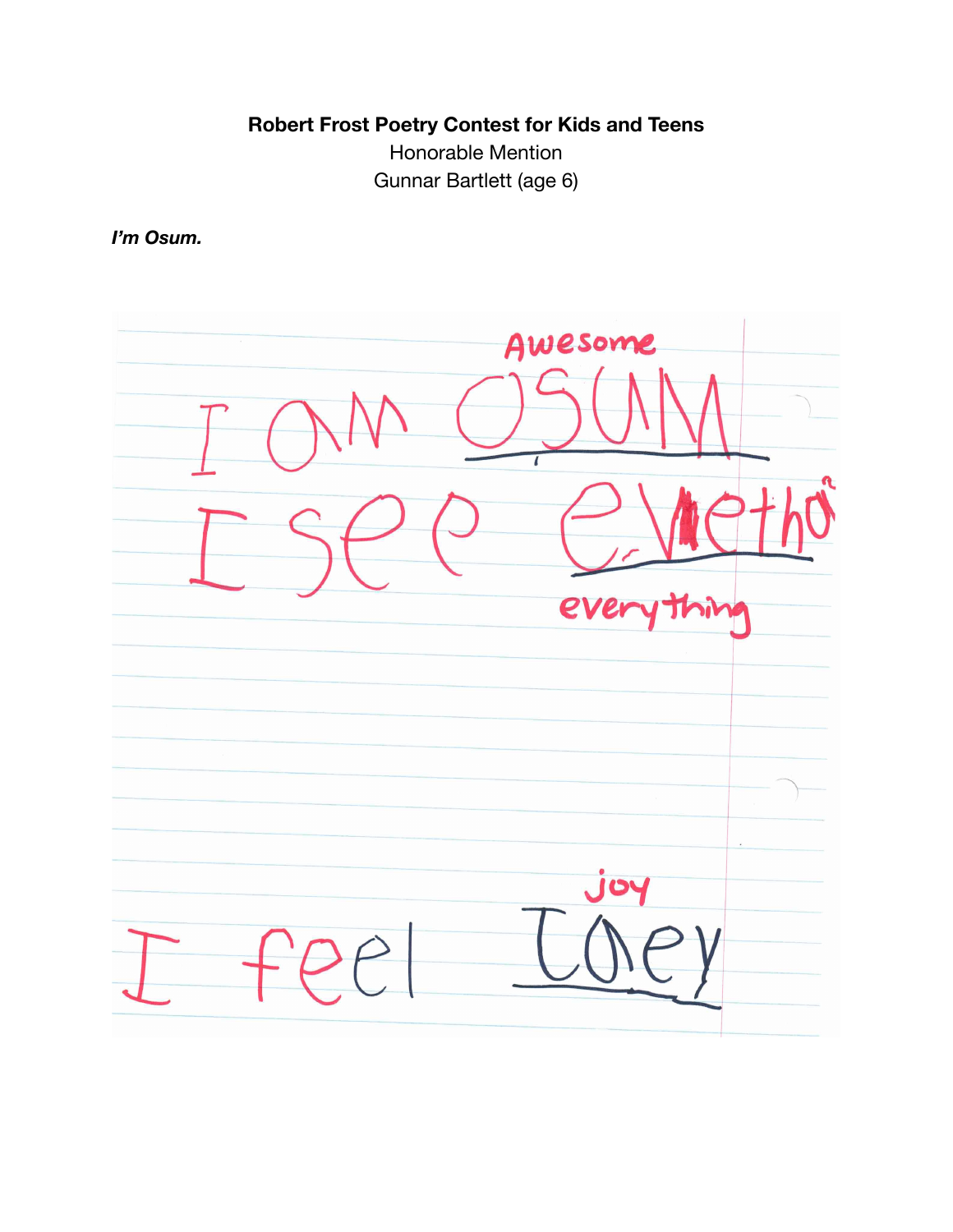**Robert Frost Poetry Contest for Kids and Teens**

Honorable Mention

Gunnar Bartlett (age 6)

***I'm Osum.***

Awesome

I am Osum

I see evethg

everything

joy

I feel Joey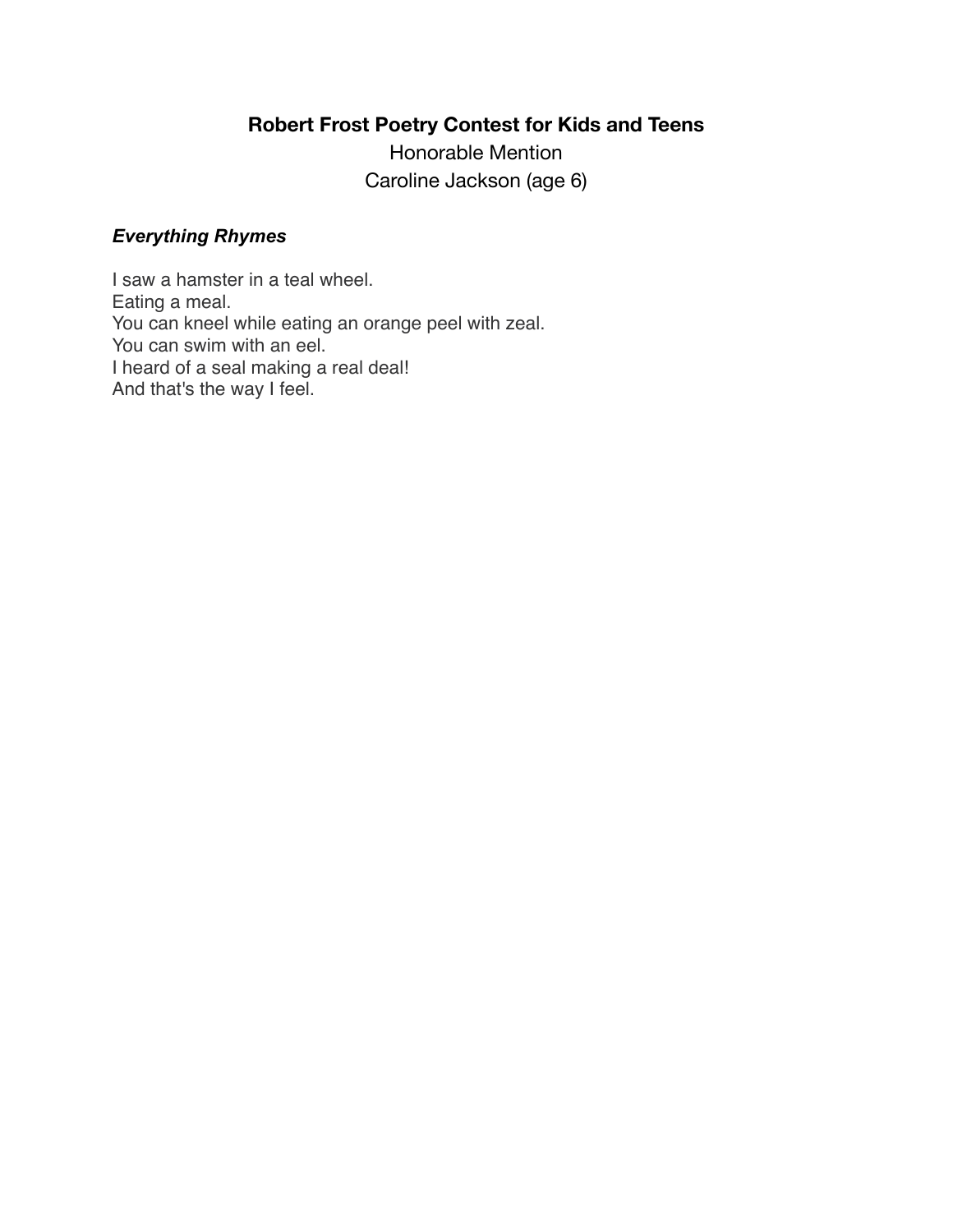**Robert Frost Poetry Contest for Kids and Teens**

Honorable Mention

Caroline Jackson (age 6)

***Everything Rhymes***

I saw a hamster in a teal wheel.  
Eating a meal.  
You can kneel while eating an orange peel with zeal.  
You can swim with an eel.  
I heard of a seal making a real deal!  
And that's the way I feel.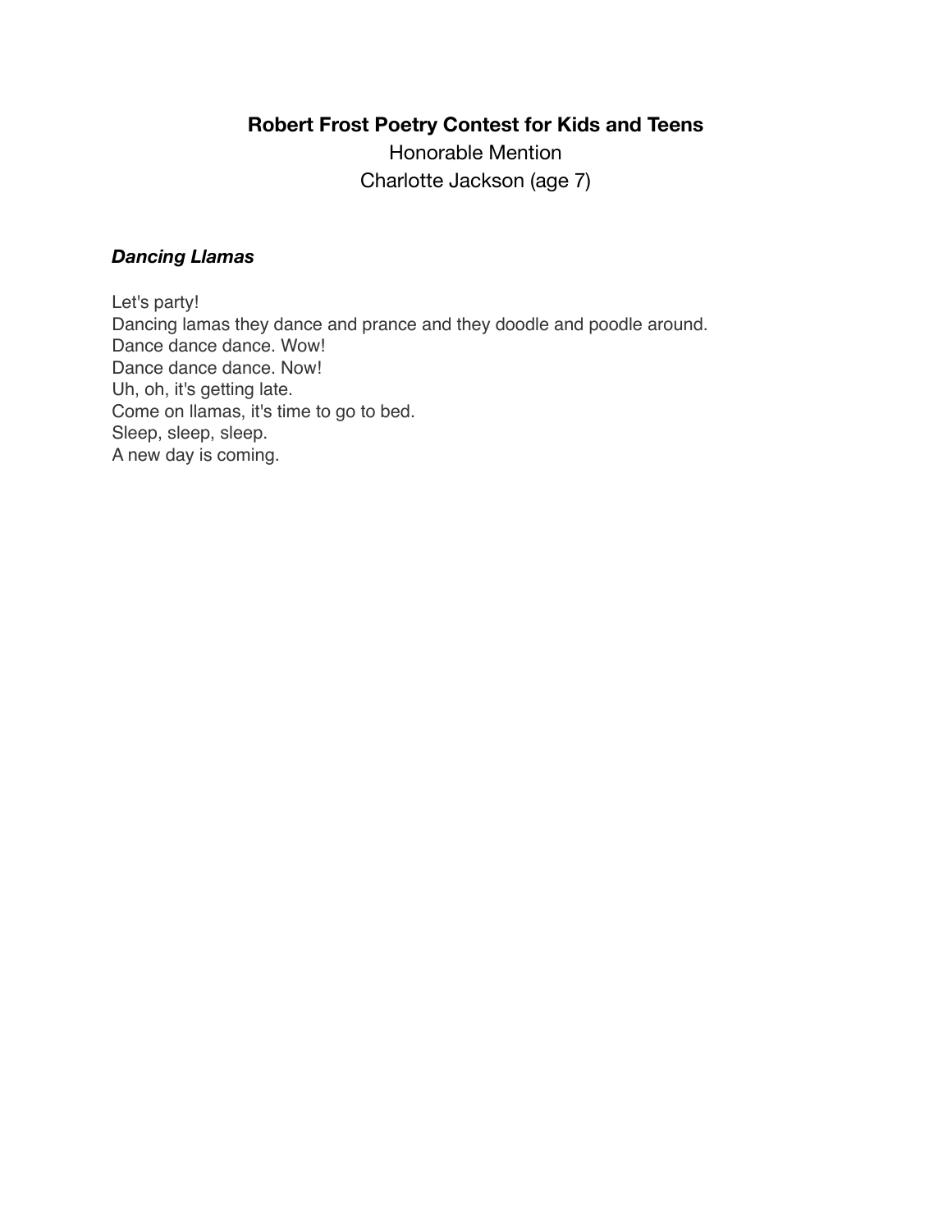**Robert Frost Poetry Contest for Kids and Teens**

Honorable Mention

Charlotte Jackson (age 7)

***Dancing Llamas***

Let's party!
Dancing lamas they dance and prance and they doodle and poodle around.
Dance dance dance. Wow!
Dance dance dance. Now!
Uh, oh, it's getting late.
Come on llamas, it's time to go to bed.
Sleep, sleep, sleep.
A new day is coming.